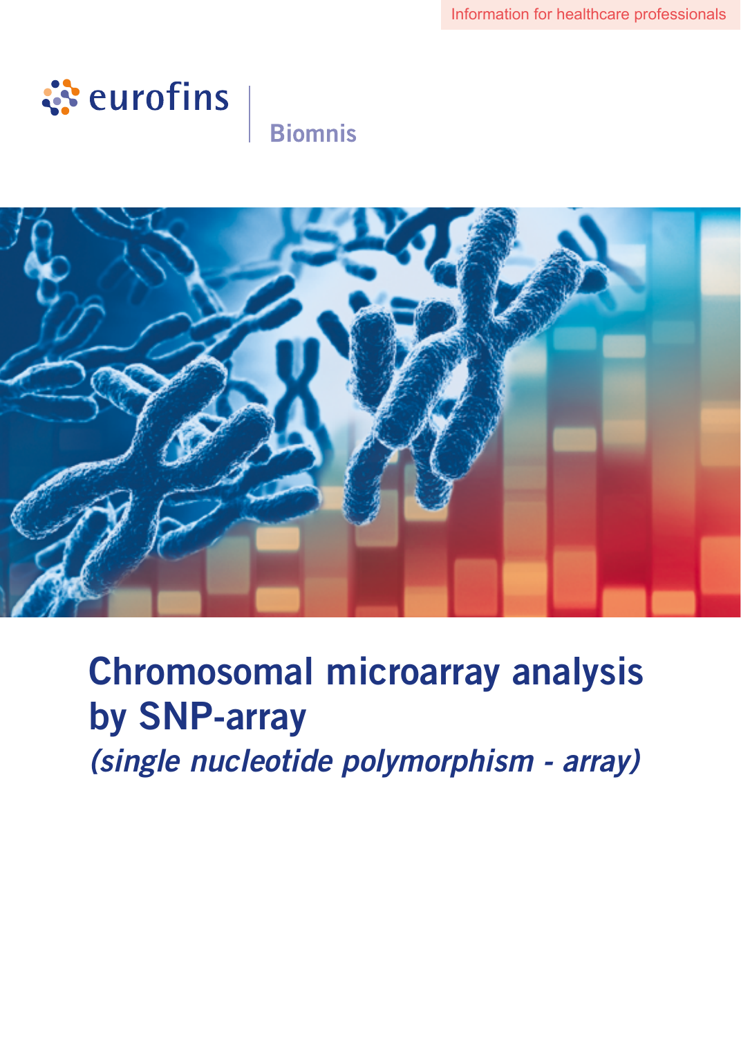Information for healthcare professionals

eurofins | Biomnis

# Chromosomal microarray analysis by SNP-array

*(single nucleotide polymorphism - array)*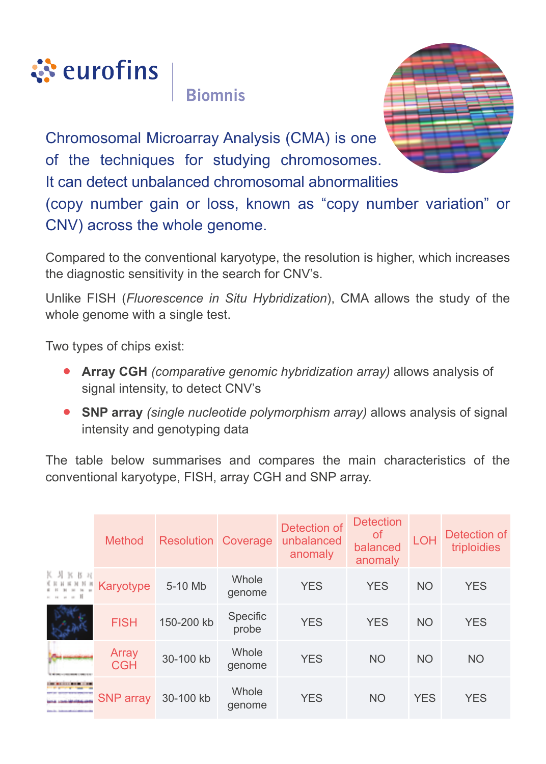Chromosomal Microarray Analysis (CMA) is one of the techniques for studying chromosomes. It can detect unbalanced chromosomal abnormalities (copy number gain or loss, known as "copy number variation" or CNV) across the whole genome.

Compared to the conventional karyotype, the resolution is higher, which increases the diagnostic sensitivity in the search for CNV's.

Unlike FISH (*Fluorescence in Situ Hybridization*), CMA allows the study of the whole genome with a single test.

Two types of chips exist:

- **Array CGH** *(comparative genomic hybridization array)* allows analysis of signal intensity, to detect CNV's
- **SNP array** *(single nucleotide polymorphism array)* allows analysis of signal intensity and genotyping data

The table below summarises and compares the main characteristics of the conventional karyotype, FISH, array CGH and SNP array.

| Method | Resolution | Coverage | Detection of unbalanced anomaly | Detection of balanced anomaly | LOH | Detection of triploidies |
|---|---|---|---|---|---|---|
| Karyotype | 5-10 Mb | Whole genome | YES | YES | NO | YES |
| FISH | 150-200 kb | Specific probe | YES | YES | NO | YES |
| Array CGH | 30-100 kb | Whole genome | YES | NO | NO | NO |
| SNP array | 30-100 kb | Whole genome | YES | NO | YES | YES |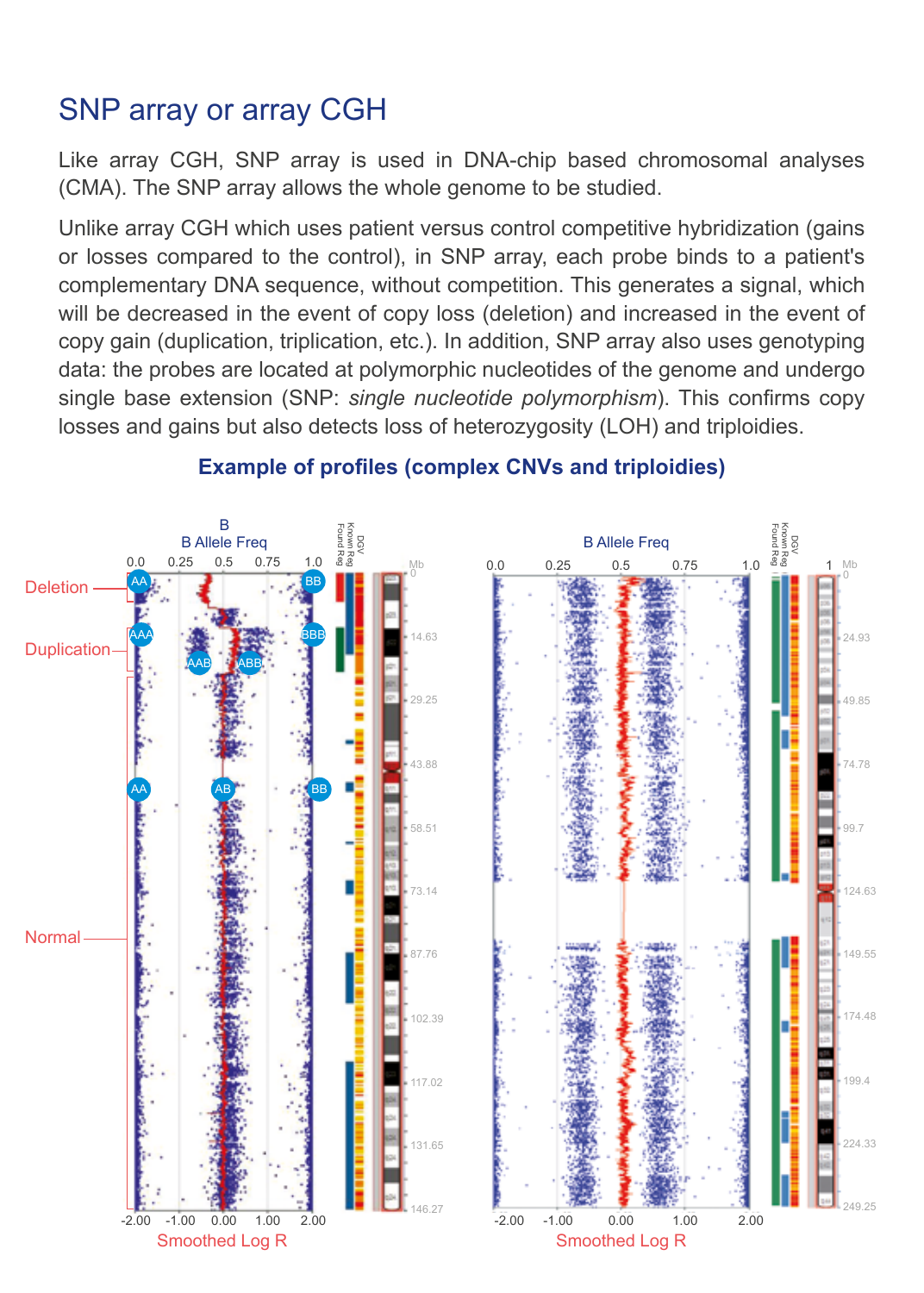# SNP array or array CGH

Like array CGH, SNP array is used in DNA-chip based chromosomal analyses (CMA). The SNP array allows the whole genome to be studied.

Unlike array CGH which uses patient versus control competitive hybridization (gains or losses compared to the control), in SNP array, each probe binds to a patient's complementary DNA sequence, without competition. This generates a signal, which will be decreased in the event of copy loss (deletion) and increased in the event of copy gain (duplication, triplication, etc.). In addition, SNP array also uses genotyping data: the probes are located at polymorphic nucleotides of the genome and undergo single base extension (SNP: *single nucleotide polymorphism*). This confirms copy losses and gains but also detects loss of heterozygosity (LOH) and triploidies.

### Example of profiles (complex CNVs and triploidies)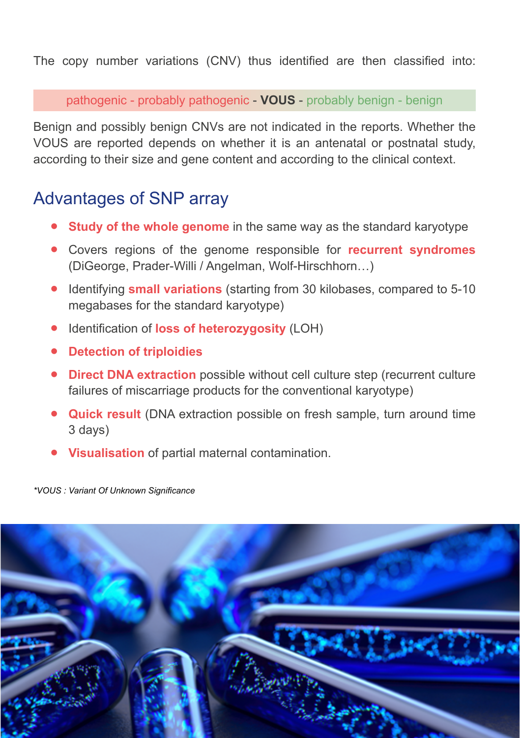The copy number variations (CNV) thus identified are then classified into:

pathogenic - probably pathogenic - **VOUS** - probably benign - benign

Benign and possibly benign CNVs are not indicated in the reports. Whether the VOUS are reported depends on whether it is an antenatal or postnatal study, according to their size and gene content and according to the clinical context.

## Advantages of SNP array

- **Study of the whole genome** in the same way as the standard karyotype
- Covers regions of the genome responsible for **recurrent syndromes** (DiGeorge, Prader-Willi / Angelman, Wolf-Hirschhorn…)
- Identifying **small variations** (starting from 30 kilobases, compared to 5-10 megabases for the standard karyotype)
- Identification of **loss of heterozygosity** (LOH)
- **Detection of triploidies**
- **Direct DNA extraction** possible without cell culture step (recurrent culture failures of miscarriage products for the conventional karyotype)
- **Quick result** (DNA extraction possible on fresh sample, turn around time 3 days)
- **Visualisation** of partial maternal contamination.

*\*VOUS : Variant Of Unknown Significance*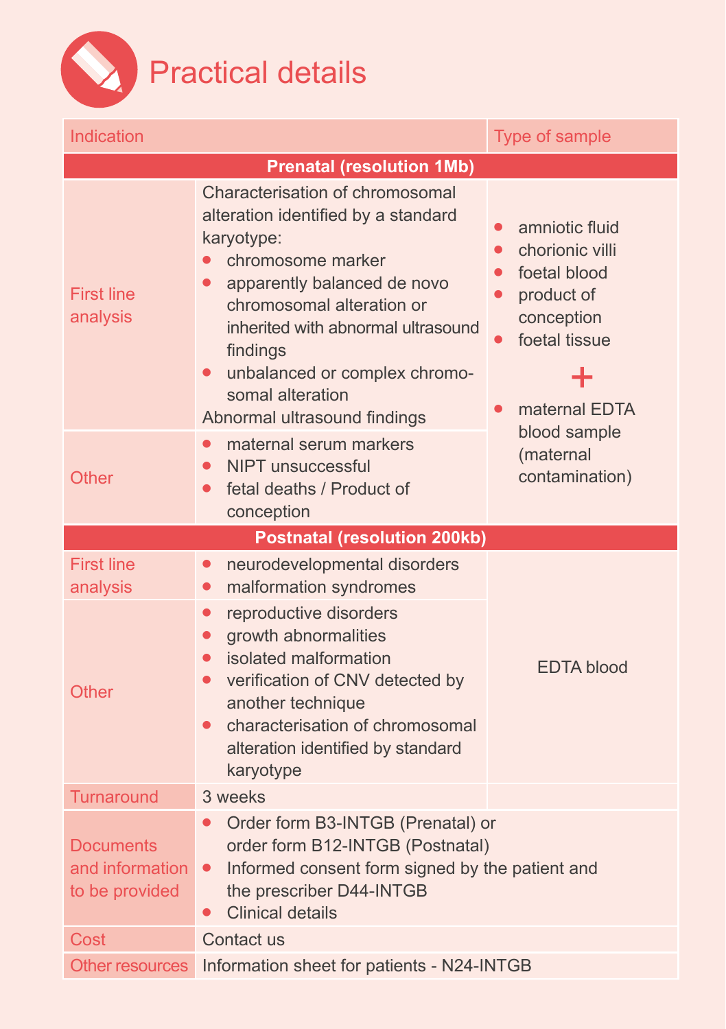# Practical details

| Indication | | Type of sample |
|---|---|---|
| **Prenatal (resolution 1Mb)** | | |
| First line analysis | Characterisation of chromosomal alteration identified by a standard karyotype:<br>• chromosome marker<br>• apparently balanced de novo chromosomal alteration or inherited with abnormal ultrasound findings<br>• unbalanced or complex chromosomal alteration<br>Abnormal ultrasound findings | • amniotic fluid<br>• chorionic villi<br>• foetal blood<br>• product of conception<br>• foetal tissue<br>+<br>• maternal EDTA blood sample (maternal contamination) |
| Other | • maternal serum markers<br>• NIPT unsuccessful<br>• fetal deaths / Product of conception | |
| **Postnatal (resolution 200kb)** | | |
| First line analysis | • neurodevelopmental disorders<br>• malformation syndromes | EDTA blood |
| Other | • reproductive disorders<br>• growth abnormalities<br>• isolated malformation<br>• verification of CNV detected by another technique<br>• characterisation of chromosomal alteration identified by standard karyotype | |
| Turnaround | 3 weeks | |
| Documents and information to be provided | • Order form B3-INTGB (Prenatal) or order form B12-INTGB (Postnatal)<br>• Informed consent form signed by the patient and the prescriber D44-INTGB<br>• Clinical details | |
| Cost | Contact us | |
| Other resources | Information sheet for patients - N24-INTGB | |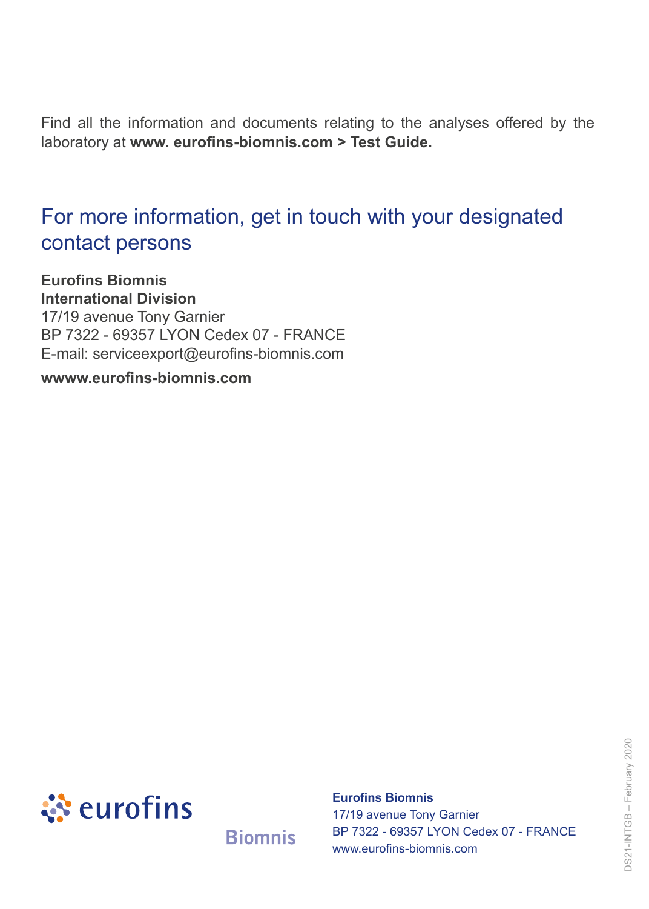Find all the information and documents relating to the analyses offered by the laboratory at **www. eurofins-biomnis.com > Test Guide.**

## For more information, get in touch with your designated contact persons

**Eurofins Biomnis**
**International Division**
17/19 avenue Tony Garnier
BP 7322 - 69357 LYON Cedex 07 - FRANCE
E-mail: serviceexport@eurofins-biomnis.com

**wwww.eurofins-biomnis.com**

eurofins | Biomnis

**Eurofins Biomnis**
17/19 avenue Tony Garnier
BP 7322 - 69357 LYON Cedex 07 - FRANCE
www.eurofins-biomnis.com

DS21-INTGB – February 2020